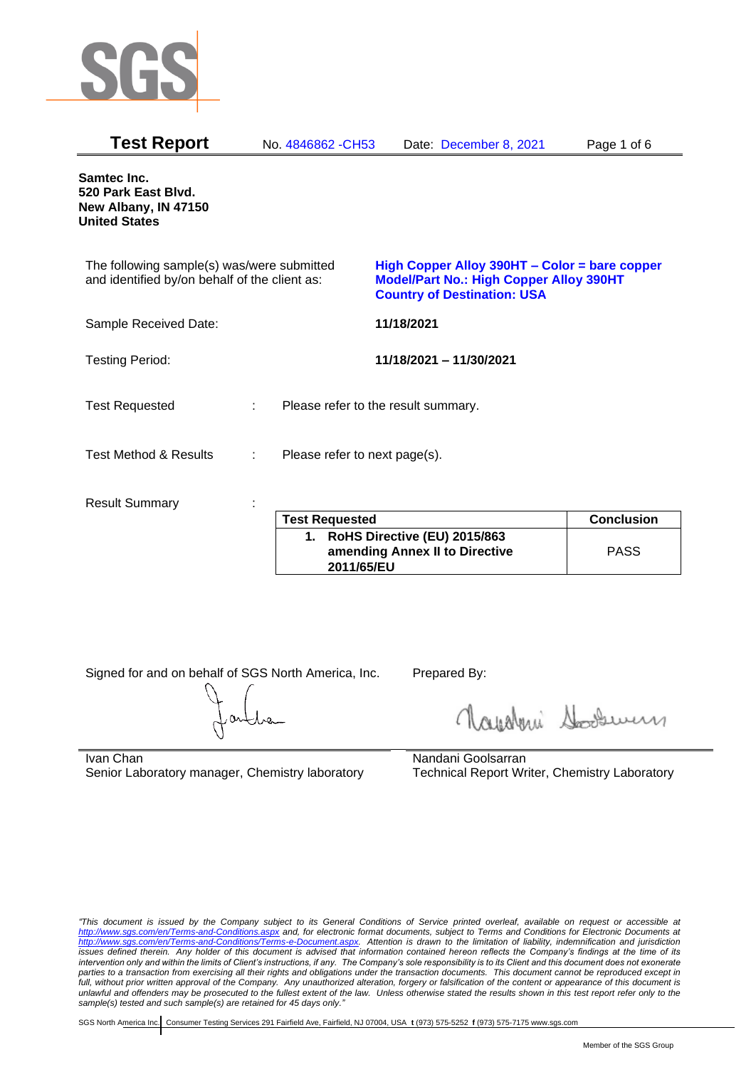SGS

# Test Report

No. 4846862 -CH53    Date: December 8, 2021

**Samtec Inc.**
**520 Park East Blvd.**
**New Albany, IN 47150**
**United States**

The following sample(s) was/were submitted and identified by/on behalf of the client as:

**High Copper Alloy 390HT – Color = bare copper**
**Model/Part No.: High Copper Alloy 390HT**
**Country of Destination: USA**

Sample Received Date: **11/18/2021**

Testing Period: **11/18/2021 – 11/30/2021**

Test Requested : Please refer to the result summary.

Test Method & Results : Please refer to next page(s).

Result Summary :

| Test Requested | Conclusion |
|---|---|
| **1. RoHS Directive (EU) 2015/863 amending Annex II to Directive 2011/65/EU** | PASS |

Signed for and on behalf of SGS North America, Inc.

Ivan Chan
Senior Laboratory manager, Chemistry laboratory

Prepared By:

Nandani Goolsarran
Technical Report Writer, Chemistry Laboratory

*"This document is issued by the Company subject to its General Conditions of Service printed overleaf, available on request or accessible at http://www.sgs.com/en/Terms-and-Conditions.aspx and, for electronic format documents, subject to Terms and Conditions for Electronic Documents at http://www.sgs.com/en/Terms-and-Conditions/Terms-e-Document.aspx. Attention is drawn to the limitation of liability, indemnification and jurisdiction issues defined therein. Any holder of this document is advised that information contained hereon reflects the Company's findings at the time of its intervention only and within the limits of Client's instructions, if any. The Company's sole responsibility is to its Client and this document does not exonerate parties to a transaction from exercising all their rights and obligations under the transaction documents. This document cannot be reproduced except in full, without prior written approval of the Company. Any unauthorized alteration, forgery or falsification of the content or appearance of this document is unlawful and offenders may be prosecuted to the fullest extent of the law. Unless otherwise stated the results shown in this test report refer only to the sample(s) tested and such sample(s) are retained for 45 days only."*

SGS North America Inc. | Consumer Testing Services 291 Fairfield Ave, Fairfield, NJ 07004, USA **t** (973) 575-5252 **f** (973) 575-7175 www.sgs.com

Member of the SGS Group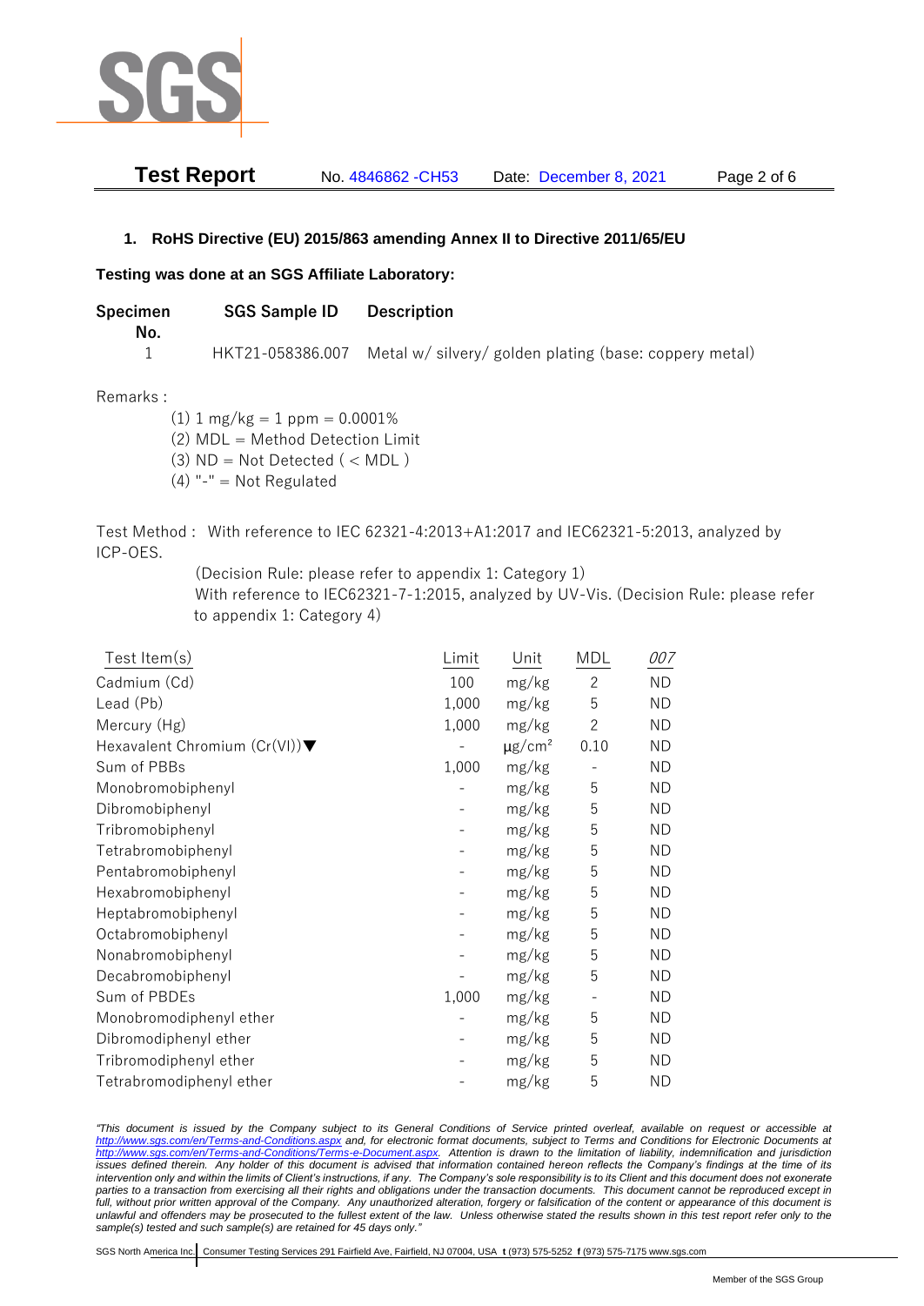**Test Report** No. 4846862 -CH53 Date: December 8, 2021

## 1. RoHS Directive (EU) 2015/863 amending Annex II to Directive 2011/65/EU

**Testing was done at an SGS Affiliate Laboratory:**

| Specimen No. | SGS Sample ID | Description |
|---|---|---|
| 1 | HKT21-058386.007 | Metal w/ silvery/ golden plating (base: coppery metal) |

Remarks :

(1) 1 mg/kg = 1 ppm = 0.0001%
(2) MDL = Method Detection Limit
(3) ND = Not Detected ( < MDL )
(4) "-" = Not Regulated

Test Method : With reference to IEC 62321-4:2013+A1:2017 and IEC62321-5:2013, analyzed by ICP-OES.
(Decision Rule: please refer to appendix 1: Category 1)
With reference to IEC62321-7-1:2015, analyzed by UV-Vis. (Decision Rule: please refer to appendix 1: Category 4)

| Test Item(s) | Limit | Unit | MDL | 007 |
|---|---|---|---|---|
| Cadmium (Cd) | 100 | mg/kg | 2 | ND |
| Lead (Pb) | 1,000 | mg/kg | 5 | ND |
| Mercury (Hg) | 1,000 | mg/kg | 2 | ND |
| Hexavalent Chromium (Cr(VI))▼ | - | $\mu g/cm^2$ | 0.10 | ND |
| Sum of PBBs | 1,000 | mg/kg | - | ND |
| Monobromobiphenyl | - | mg/kg | 5 | ND |
| Dibromobiphenyl | - | mg/kg | 5 | ND |
| Tribromobiphenyl | - | mg/kg | 5 | ND |
| Tetrabromobiphenyl | - | mg/kg | 5 | ND |
| Pentabromobiphenyl | - | mg/kg | 5 | ND |
| Hexabromobiphenyl | - | mg/kg | 5 | ND |
| Heptabromobiphenyl | - | mg/kg | 5 | ND |
| Octabromobiphenyl | - | mg/kg | 5 | ND |
| Nonabromobiphenyl | - | mg/kg | 5 | ND |
| Decabromobiphenyl | - | mg/kg | 5 | ND |
| Sum of PBDEs | 1,000 | mg/kg | - | ND |
| Monobromodiphenyl ether | - | mg/kg | 5 | ND |
| Dibromodiphenyl ether | - | mg/kg | 5 | ND |
| Tribromodiphenyl ether | - | mg/kg | 5 | ND |
| Tetrabromodiphenyl ether | - | mg/kg | 5 | ND |

*"This document is issued by the Company subject to its General Conditions of Service printed overleaf, available on request or accessible at http://www.sgs.com/en/Terms-and-Conditions.aspx and, for electronic format documents, subject to Terms and Conditions for Electronic Documents at http://www.sgs.com/en/Terms-and-Conditions/Terms-e-Document.aspx. Attention is drawn to the limitation of liability, indemnification and jurisdiction issues defined therein. Any holder of this document is advised that information contained hereon reflects the Company's findings at the time of its intervention only and within the limits of Client's instructions, if any. The Company's sole responsibility is to its Client and this document does not exonerate parties to a transaction from exercising all their rights and obligations under the transaction documents. This document cannot be reproduced except in full, without prior written approval of the Company. Any unauthorized alteration, forgery or falsification of the content or appearance of this document is unlawful and offenders may be prosecuted to the fullest extent of the law. Unless otherwise stated the results shown in this test report refer only to the sample(s) tested and such sample(s) are retained for 45 days only."*

SGS North America Inc. | Consumer Testing Services 291 Fairfield Ave, Fairfield, NJ 07004, USA t (973) 575-5252 f (973) 575-7175 www.sgs.com

Member of the SGS Group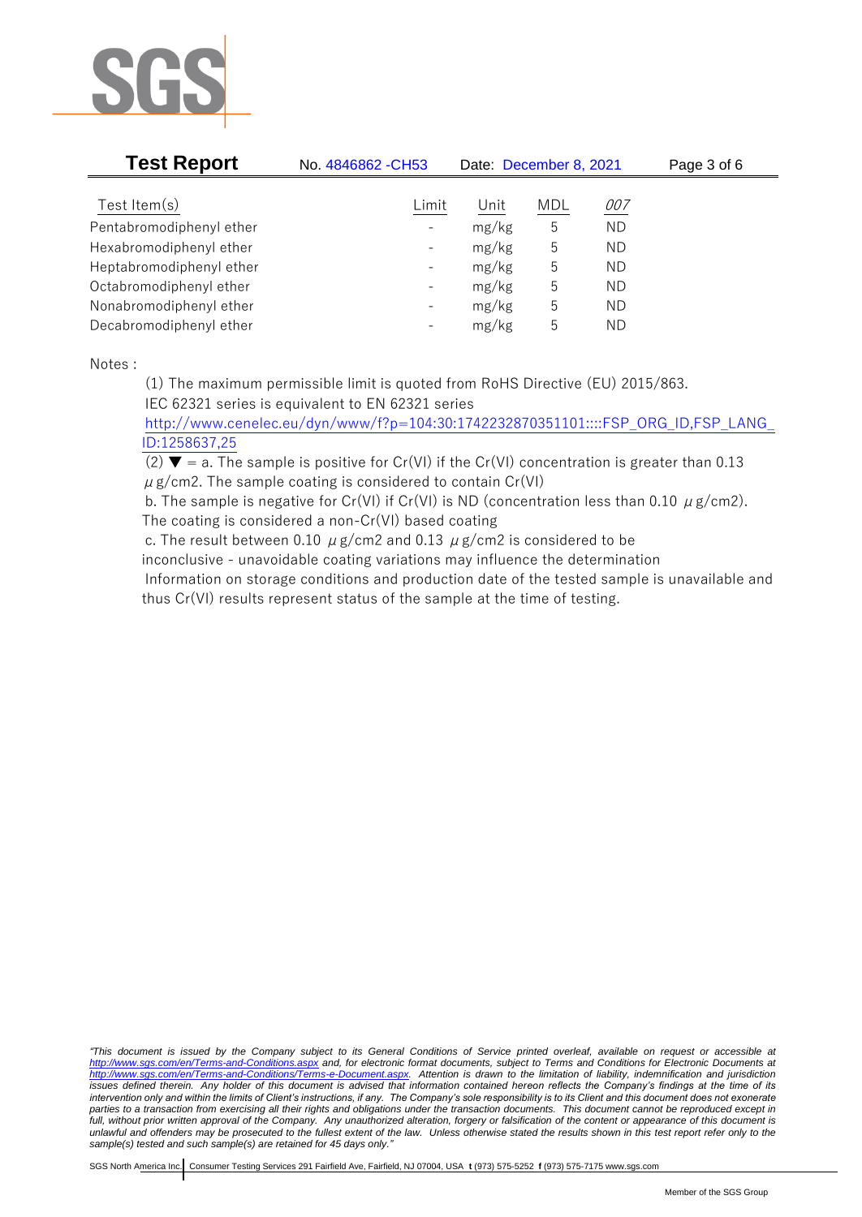| Test Item(s) | Limit | Unit | MDL | 007 |
|---|---|---|---|---|
| Pentabromodiphenyl ether | - | mg/kg | 5 | ND |
| Hexabromodiphenyl ether | - | mg/kg | 5 | ND |
| Heptabromodiphenyl ether | - | mg/kg | 5 | ND |
| Octabromodiphenyl ether | - | mg/kg | 5 | ND |
| Nonabromodiphenyl ether | - | mg/kg | 5 | ND |
| Decabromodiphenyl ether | - | mg/kg | 5 | ND |

Notes :

(1) The maximum permissible limit is quoted from RoHS Directive (EU) 2015/863.
IEC 62321 series is equivalent to EN 62321 series
http://www.cenelec.eu/dyn/www/f?p=104:30:1742232870351101::::FSP_ORG_ID,FSP_LANG_ID:1258637,25

(2) ▼ = a. The sample is positive for Cr(VI) if the Cr(VI) concentration is greater than 0.13 μg/cm2. The sample coating is considered to contain Cr(VI)
b. The sample is negative for Cr(VI) if Cr(VI) is ND (concentration less than 0.10 μg/cm2). The coating is considered a non-Cr(VI) based coating
c. The result between 0.10 μg/cm2 and 0.13 μg/cm2 is considered to be inconclusive - unavoidable coating variations may influence the determination
Information on storage conditions and production date of the tested sample is unavailable and thus Cr(VI) results represent status of the sample at the time of testing.

*"This document is issued by the Company subject to its General Conditions of Service printed overleaf, available on request or accessible at http://www.sgs.com/en/Terms-and-Conditions.aspx and, for electronic format documents, subject to Terms and Conditions for Electronic Documents at http://www.sgs.com/en/Terms-and-Conditions/Terms-e-Document.aspx. Attention is drawn to the limitation of liability, indemnification and jurisdiction issues defined therein. Any holder of this document is advised that information contained hereon reflects the Company's findings at the time of its intervention only and within the limits of Client's instructions, if any. The Company's sole responsibility is to its Client and this document does not exonerate parties to a transaction from exercising all their rights and obligations under the transaction documents. This document cannot be reproduced except in full, without prior written approval of the Company. Any unauthorized alteration, forgery or falsification of the content or appearance of this document is unlawful and offenders may be prosecuted to the fullest extent of the law. Unless otherwise stated the results shown in this test report refer only to the sample(s) tested and such sample(s) are retained for 45 days only."*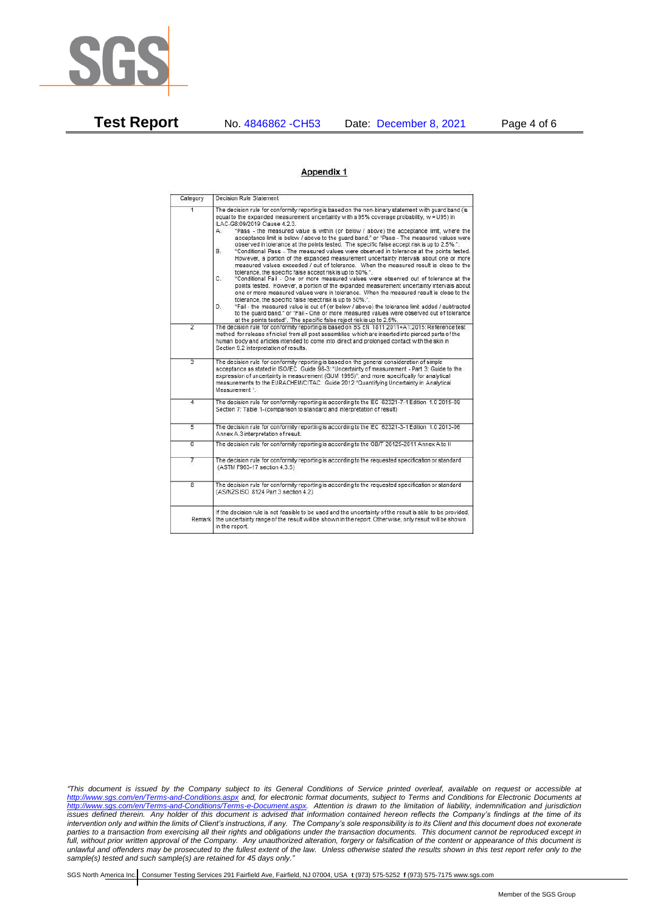**Test Report** No. 4846862 -CH53 Date: December 8, 2021

## Appendix 1

| Category | Decision Rule Statement |
|---|---|
| 1 | The decision rule for conformity reporting is based on the non-binary statement with guard band (is equal to the expanded measurement uncertainty with a 95% coverage probability, w = U95) in ILAC-G8:09/2019 Clause 4.2.3.<br>A. "Pass - the measured value is within (or below / above) the acceptance limit, where the acceptance limit is below / above to the guard band." or "Pass - The measured values were observed in tolerance at the points tested. The specific false accept risk is up to 2.5%.".<br>B. "Conditional Pass - The measured values were observed in tolerance at the points tested. However, a portion of the expanded measurement uncertainty intervals about one or more measured values exceeded / out of tolerance. When the measured result is close to the tolerance, the specific false accept risk is up to 50%.".<br>C. "Conditional Fail - One or more measured values were observed out of tolerance at the points tested. However, a portion of the expanded measurement uncertainty intervals about one or more measured values were in tolerance. When the measured result is close to the tolerance, the specific false reject risk is up to 50%.".<br>D. "Fail - the measured value is out of (or below / above) the tolerance limit added / subtracted to the guard band." or "Fail - One or more measured values were observed out of tolerance at the points tested". The specific false reject risk is up to 2.5%. |
| 2 | The decision rule for conformity reporting is based on BS EN 1811:2011+A1:2015: Reference test method for release of nickel from all post assemblies which are inserted into pierced parts of the human body and articles intended to come into direct and prolonged contact with the skin in Section 9.2 interpretation of results. |
| 3 | The decision rule for conformity reporting is based on the general consideration of simple acceptance as stated in ISO/IEC Guide 98-3: "Uncertainty of measurement - Part 3: Guide to the expression of uncertainty in measurement (GUM 1995)", and more specifically for analytical measurements to the EURACHEM/CITAC Guide 2012 "Quantifying Uncertainty in Analytical Measurement ". |
| 4 | The decision rule for conformity reporting is according to the IEC 62321-7-1 Edition 1.0 2015-09 Section 7: Table 1-(comparison to standard and interpretation of result) |
| 5 | The decision rule for conformity reporting is according to the IEC 62321-3-1 Edition 1.0 2013-06 Annex A.3 interpretation of result. |
| 6 | The decision rule for conformity reporting is according to the GB/T 26125-2011 Annex A to H |
| 7 | The decision rule for conformity reporting is according to the requested specification or standard (ASTM F963-17 section 4.3.5) |
| 8 | The decision rule for conformity reporting is according to the requested specification or standard (AS/NZS ISO 8124 Part 3 section 4.2) |
| Remark | If the decision rule is not feasible to be used and the uncertainty of the result is able to be provided, the uncertainty range of the result will be shown in the report. Otherwise, only result will be shown in the report. |

*"This document is issued by the Company subject to its General Conditions of Service printed overleaf, available on request or accessible at http://www.sgs.com/en/Terms-and-Conditions.aspx and, for electronic format documents, subject to Terms and Conditions for Electronic Documents at http://www.sgs.com/en/Terms-and-Conditions/Terms-e-Document.aspx. Attention is drawn to the limitation of liability, indemnification and jurisdiction issues defined therein. Any holder of this document is advised that information contained hereon reflects the Company's findings at the time of its intervention only and within the limits of Client's instructions, if any. The Company's sole responsibility is to its Client and this document does not exonerate parties to a transaction from exercising all their rights and obligations under the transaction documents. This document cannot be reproduced except in full, without prior written approval of the Company. Any unauthorized alteration, forgery or falsification of the content or appearance of this document is unlawful and offenders may be prosecuted to the fullest extent of the law. Unless otherwise stated the results shown in this test report refer only to the sample(s) tested and such sample(s) are retained for 45 days only."*

SGS North America Inc. | Consumer Testing Services 291 Fairfield Ave, Fairfield, NJ 07004, USA **t** (973) 575-5252 **f** (973) 575-7175 www.sgs.com

Member of the SGS Group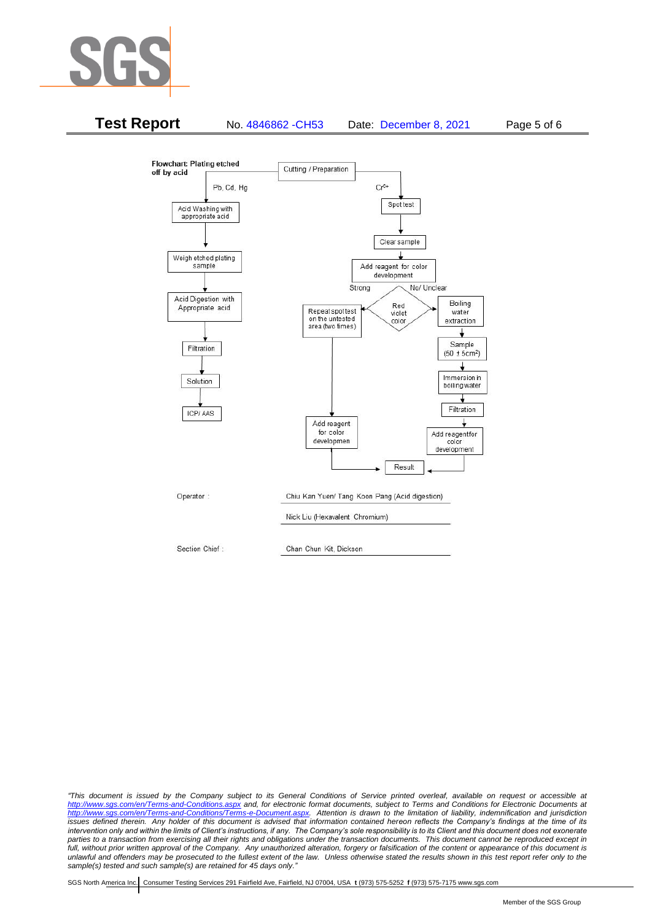**Test Report** No. 4846862 -CH53 Date: December 8, 2021

**Flowchart: Plating etched off by acid**

Cutting / Preparation

Pb, Cd, Hg

- Acid Washing with appropriate acid
- Weigh etched plating sample
- Acid Digestion with Appropriate acid
- Filtration
- Solution
- ICP/ AAS

$Cr^{6+}$

- Spot test
- Clear sample
- Add reagent for color development
- Red violet color
  - Strong → Repeat spot test on the untested area (two times) → Add reagent for color developmen → Result
  - No/ Unclear → Boiling water extraction → Sample ($50 \pm 5cm^2$) → Immersion in boiling water → Filtration → Add reagentfor color development → Result

| | |
|---|---|
| Operator : | Chiu Kan Yuen/ Tang Koon Pang (Acid digestion) |
| | Nick Liu (Hexavalent Chromium) |
| Section Chief : | Chan Chun Kit, Dickson |

*"This document is issued by the Company subject to its General Conditions of Service printed overleaf, available on request or accessible at http://www.sgs.com/en/Terms-and-Conditions.aspx and, for electronic format documents, subject to Terms and Conditions for Electronic Documents at http://www.sgs.com/en/Terms-and-Conditions/Terms-e-Document.aspx. Attention is drawn to the limitation of liability, indemnification and jurisdiction issues defined therein. Any holder of this document is advised that information contained hereon reflects the Company's findings at the time of its intervention only and within the limits of Client's instructions, if any. The Company's sole responsibility is to its Client and this document does not exonerate parties to a transaction from exercising all their rights and obligations under the transaction documents. This document cannot be reproduced except in full, without prior written approval of the Company. Any unauthorized alteration, forgery or falsification of the content or appearance of this document is unlawful and offenders may be prosecuted to the fullest extent of the law. Unless otherwise stated the results shown in this test report refer only to the sample(s) tested and such sample(s) are retained for 45 days only."*

SGS North America Inc. | Consumer Testing Services 291 Fairfield Ave, Fairfield, NJ 07004, USA **t** (973) 575-5252 **f** (973) 575-7175 www.sgs.com

Member of the SGS Group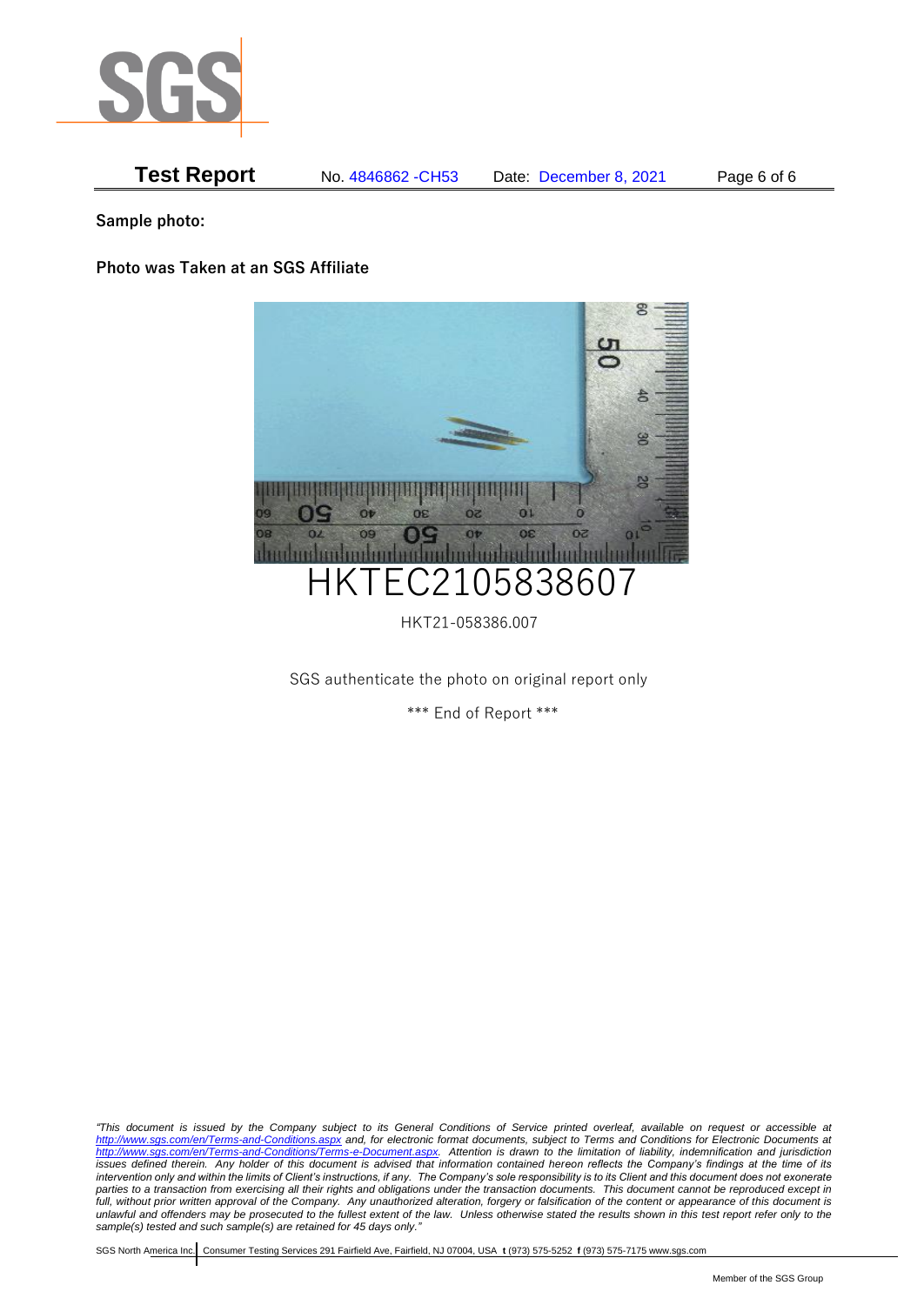**Sample photo:**

**Photo was Taken at an SGS Affiliate**

HKTEC2105838607

HKT21-058386.007

SGS authenticate the photo on original report only

\*\*\* End of Report \*\*\*

*"This document is issued by the Company subject to its General Conditions of Service printed overleaf, available on request or accessible at http://www.sgs.com/en/Terms-and-Conditions.aspx and, for electronic format documents, subject to Terms and Conditions for Electronic Documents at http://www.sgs.com/en/Terms-and-Conditions/Terms-e-Document.aspx. Attention is drawn to the limitation of liability, indemnification and jurisdiction issues defined therein. Any holder of this document is advised that information contained hereon reflects the Company's findings at the time of its intervention only and within the limits of Client's instructions, if any. The Company's sole responsibility is to its Client and this document does not exonerate parties to a transaction from exercising all their rights and obligations under the transaction documents. This document cannot be reproduced except in full, without prior written approval of the Company. Any unauthorized alteration, forgery or falsification of the content or appearance of this document is unlawful and offenders may be prosecuted to the fullest extent of the law. Unless otherwise stated the results shown in this test report refer only to the sample(s) tested and such sample(s) are retained for 45 days only."*

SGS North America Inc. | Consumer Testing Services 291 Fairfield Ave, Fairfield, NJ 07004, USA **t** (973) 575-5252 **f** (973) 575-7175 www.sgs.com

Member of the SGS Group